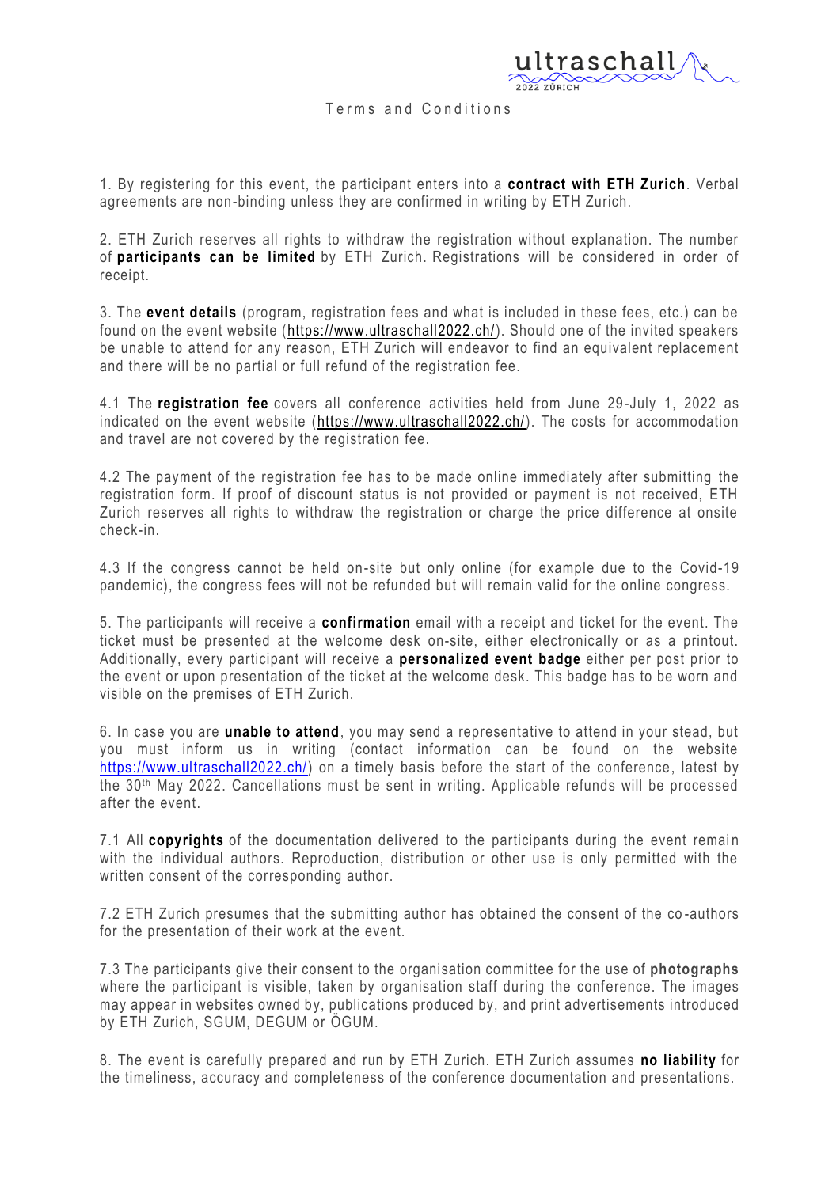# Terms and Conditions

1. By registering for this event, the participant enters into a **contract with ETH Zurich**. Verbal agreements are non-binding unless they are confirmed in writing by ETH Zurich.

2. ETH Zurich reserves all rights to withdraw the registration without explanation. The number of **participants can be limited** by ETH Zurich. Registrations will be considered in order of receipt.

3. The **event details** (program, registration fees and what is included in these fees, etc.) can be found on the event website (https://www.ultraschall2022.ch/). Should one of the invited speakers be unable to attend for any reason, ETH Zurich will endeavor to find an equivalent replacement and there will be no partial or full refund of the registration fee.

4.1 The **registration fee** covers all conference activities held from June 29-July 1, 2022 as indicated on the event website (https://www.ultraschall2022.ch/). The costs for accommodation and travel are not covered by the registration fee.

4.2 The payment of the registration fee has to be made online immediately after submitting the registration form. If proof of discount status is not provided or payment is not received, ETH Zurich reserves all rights to withdraw the registration or charge the price difference at onsite check-in.

4.3 If the congress cannot be held on-site but only online (for example due to the Covid-19 pandemic), the congress fees will not be refunded but will remain valid for the online congress.

5. The participants will receive a **confirmation** email with a receipt and ticket for the event. The ticket must be presented at the welcome desk on-site, either electronically or as a printout. Additionally, every participant will receive a **personalized event badge** either per post prior to the event or upon presentation of the ticket at the welcome desk. This badge has to be worn and visible on the premises of ETH Zurich.

6. In case you are **unable to attend**, you may send a representative to attend in your stead, but you must inform us in writing (contact information can be found on the website https://www.ultraschall2022.ch/) on a timely basis before the start of the conference, latest by the 30th May 2022. Cancellations must be sent in writing. Applicable refunds will be processed after the event.

7.1 All **copyrights** of the documentation delivered to the participants during the event remain with the individual authors. Reproduction, distribution or other use is only permitted with the written consent of the corresponding author.

7.2 ETH Zurich presumes that the submitting author has obtained the consent of the co-authors for the presentation of their work at the event.

7.3 The participants give their consent to the organisation committee for the use of **photographs** where the participant is visible, taken by organisation staff during the conference. The images may appear in websites owned by, publications produced by, and print advertisements introduced by ETH Zurich, SGUM, DEGUM or ÖGUM.

8. The event is carefully prepared and run by ETH Zurich. ETH Zurich assumes **no liability** for the timeliness, accuracy and completeness of the conference documentation and presentations.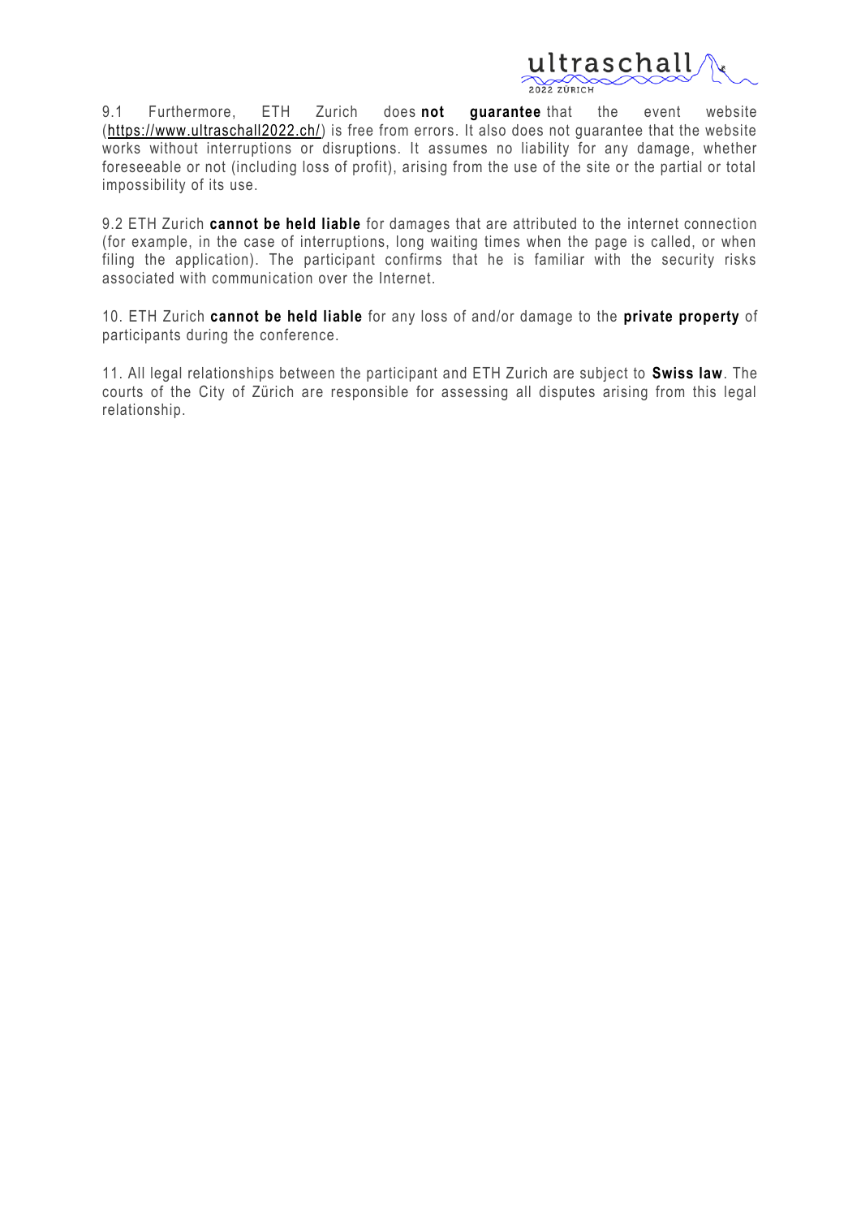9.1 Furthermore, ETH Zurich does **not guarantee** that the event website (https://www.ultraschall2022.ch/) is free from errors. It also does not guarantee that the website works without interruptions or disruptions. It assumes no liability for any damage, whether foreseeable or not (including loss of profit), arising from the use of the site or the partial or total impossibility of its use.

9.2 ETH Zurich **cannot be held liable** for damages that are attributed to the internet connection (for example, in the case of interruptions, long waiting times when the page is called, or when filing the application). The participant confirms that he is familiar with the security risks associated with communication over the Internet.

10. ETH Zurich **cannot be held liable** for any loss of and/or damage to the **private property** of participants during the conference.

11. All legal relationships between the participant and ETH Zurich are subject to **Swiss law**. The courts of the City of Zürich are responsible for assessing all disputes arising from this legal relationship.